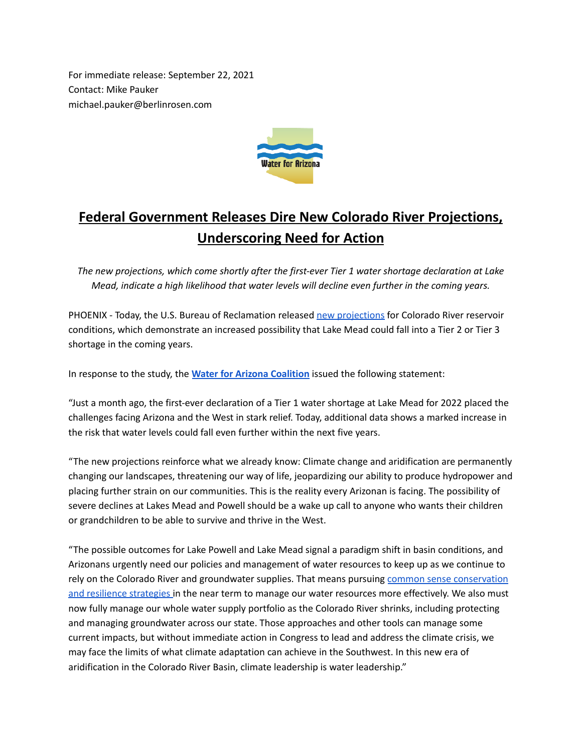For immediate release: September 22, 2021
Contact: Mike Pauker
michael.pauker@berlinrosen.com

Water for Arizona

# Federal Government Releases Dire New Colorado River Projections, Underscoring Need for Action

*The new projections, which come shortly after the first-ever Tier 1 water shortage declaration at Lake Mead, indicate a high likelihood that water levels will decline even further in the coming years.*

PHOENIX - Today, the U.S. Bureau of Reclamation released new projections for Colorado River reservoir conditions, which demonstrate an increased possibility that Lake Mead could fall into a Tier 2 or Tier 3 shortage in the coming years.

In response to the study, the **Water for Arizona Coalition** issued the following statement:

"Just a month ago, the first-ever declaration of a Tier 1 water shortage at Lake Mead for 2022 placed the challenges facing Arizona and the West in stark relief. Today, additional data shows a marked increase in the risk that water levels could fall even further within the next five years.

"The new projections reinforce what we already know: Climate change and aridification are permanently changing our landscapes, threatening our way of life, jeopardizing our ability to produce hydropower and placing further strain on our communities. This is the reality every Arizonan is facing. The possibility of severe declines at Lakes Mead and Powell should be a wake up call to anyone who wants their children or grandchildren to be able to survive and thrive in the West.

"The possible outcomes for Lake Powell and Lake Mead signal a paradigm shift in basin conditions, and Arizonans urgently need our policies and management of water resources to keep up as we continue to rely on the Colorado River and groundwater supplies. That means pursuing common sense conservation and resilience strategies in the near term to manage our water resources more effectively. We also must now fully manage our whole water supply portfolio as the Colorado River shrinks, including protecting and managing groundwater across our state. Those approaches and other tools can manage some current impacts, but without immediate action in Congress to lead and address the climate crisis, we may face the limits of what climate adaptation can achieve in the Southwest. In this new era of aridification in the Colorado River Basin, climate leadership is water leadership."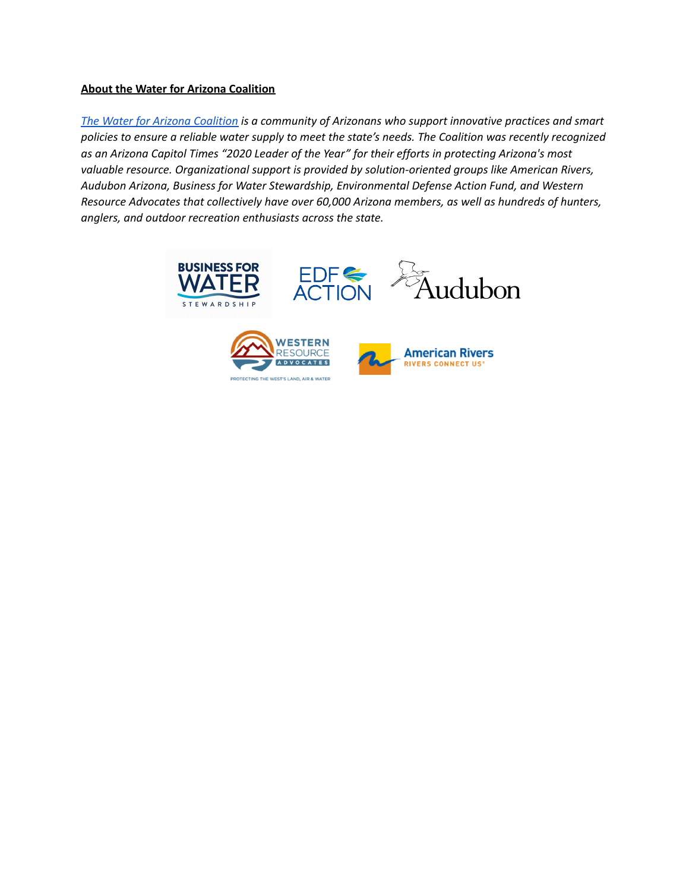**About the Water for Arizona Coalition**

*The Water for Arizona Coalition is a community of Arizonans who support innovative practices and smart policies to ensure a reliable water supply to meet the state's needs. The Coalition was recently recognized as an Arizona Capitol Times "2020 Leader of the Year" for their efforts in protecting Arizona's most valuable resource. Organizational support is provided by solution-oriented groups like American Rivers, Audubon Arizona, Business for Water Stewardship, Environmental Defense Action Fund, and Western Resource Advocates that collectively have over 60,000 Arizona members, as well as hundreds of hunters, anglers, and outdoor recreation enthusiasts across the state.*